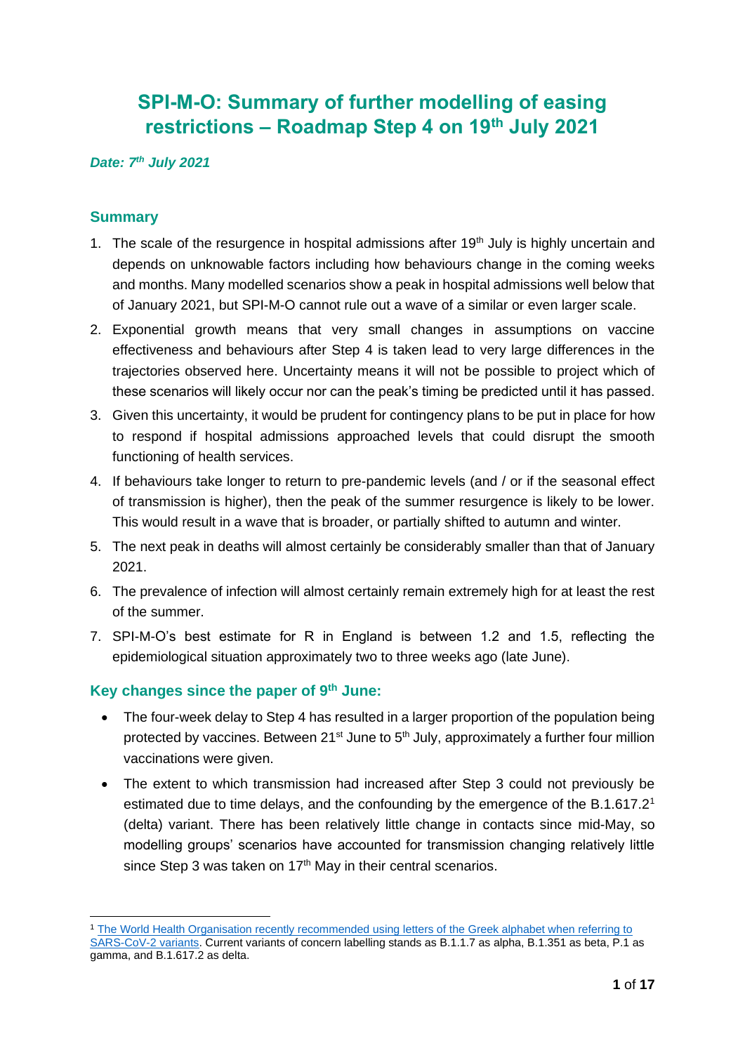# SPI-M-O: Summary of further modelling of easing restrictions – Roadmap Step 4 on 19th July 2021

***Date: 7th July 2021***

## Summary

1. The scale of the resurgence in hospital admissions after 19th July is highly uncertain and depends on unknowable factors including how behaviours change in the coming weeks and months. Many modelled scenarios show a peak in hospital admissions well below that of January 2021, but SPI-M-O cannot rule out a wave of a similar or even larger scale.
2. Exponential growth means that very small changes in assumptions on vaccine effectiveness and behaviours after Step 4 is taken lead to very large differences in the trajectories observed here. Uncertainty means it will not be possible to project which of these scenarios will likely occur nor can the peak's timing be predicted until it has passed.
3. Given this uncertainty, it would be prudent for contingency plans to be put in place for how to respond if hospital admissions approached levels that could disrupt the smooth functioning of health services.
4. If behaviours take longer to return to pre-pandemic levels (and / or if the seasonal effect of transmission is higher), then the peak of the summer resurgence is likely to be lower. This would result in a wave that is broader, or partially shifted to autumn and winter.
5. The next peak in deaths will almost certainly be considerably smaller than that of January 2021.
6. The prevalence of infection will almost certainly remain extremely high for at least the rest of the summer.
7. SPI-M-O's best estimate for R in England is between 1.2 and 1.5, reflecting the epidemiological situation approximately two to three weeks ago (late June).

## Key changes since the paper of 9th June:

- The four-week delay to Step 4 has resulted in a larger proportion of the population being protected by vaccines. Between 21st June to 5th July, approximately a further four million vaccinations were given.
- The extent to which transmission had increased after Step 3 could not previously be estimated due to time delays, and the confounding by the emergence of the B.1.617.2[1] (delta) variant. There has been relatively little change in contacts since mid-May, so modelling groups' scenarios have accounted for transmission changing relatively little since Step 3 was taken on 17th May in their central scenarios.

---

[1] The World Health Organisation recently recommended using letters of the Greek alphabet when referring to SARS-CoV-2 variants. Current variants of concern labelling stands as B.1.1.7 as alpha, B.1.351 as beta, P.1 as gamma, and B.1.617.2 as delta.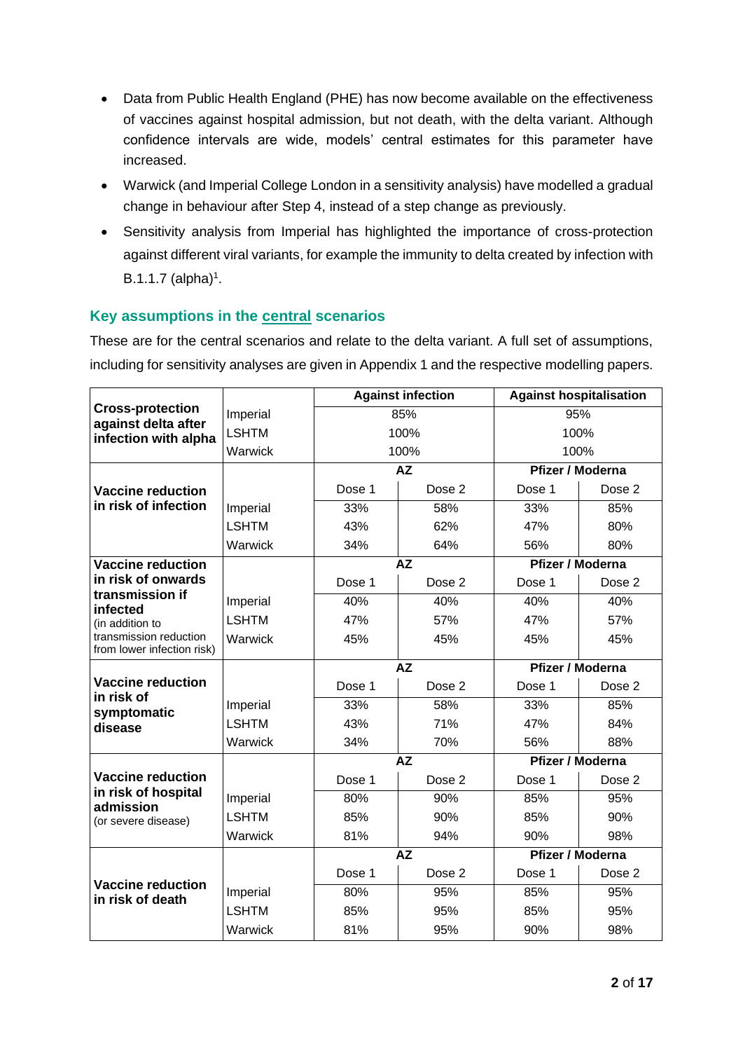- Data from Public Health England (PHE) has now become available on the effectiveness of vaccines against hospital admission, but not death, with the delta variant. Although confidence intervals are wide, models' central estimates for this parameter have increased.
- Warwick (and Imperial College London in a sensitivity analysis) have modelled a gradual change in behaviour after Step 4, instead of a step change as previously.
- Sensitivity analysis from Imperial has highlighted the importance of cross-protection against different viral variants, for example the immunity to delta created by infection with B.1.1.7 (alpha)[1].

## Key assumptions in the central scenarios

These are for the central scenarios and relate to the delta variant. A full set of assumptions, including for sensitivity analyses are given in Appendix 1 and the respective modelling papers.

| | | Against infection | | Against hospitalisation | |
|---|---|---|---|---|---|
| **Cross-protection against delta after infection with alpha** | Imperial | 85% | | 95% | |
| | LSHTM | 100% | | 100% | |
| | Warwick | 100% | | 100% | |
| | | **AZ** | | **Pfizer / Moderna** | |
| **Vaccine reduction in risk of infection** | | Dose 1 | Dose 2 | Dose 1 | Dose 2 |
| | Imperial | 33% | 58% | 33% | 85% |
| | LSHTM | 43% | 62% | 47% | 80% |
| | Warwick | 34% | 64% | 56% | 80% |
| | | **AZ** | | **Pfizer / Moderna** | |
| **Vaccine reduction in risk of onwards transmission if infected** (in addition to transmission reduction from lower infection risk) | | Dose 1 | Dose 2 | Dose 1 | Dose 2 |
| | Imperial | 40% | 40% | 40% | 40% |
| | LSHTM | 47% | 57% | 47% | 57% |
| | Warwick | 45% | 45% | 45% | 45% |
| | | **AZ** | | **Pfizer / Moderna** | |
| **Vaccine reduction in risk of symptomatic disease** | | Dose 1 | Dose 2 | Dose 1 | Dose 2 |
| | Imperial | 33% | 58% | 33% | 85% |
| | LSHTM | 43% | 71% | 47% | 84% |
| | Warwick | 34% | 70% | 56% | 88% |
| | | **AZ** | | **Pfizer / Moderna** | |
| **Vaccine reduction in risk of hospital admission** (or severe disease) | | Dose 1 | Dose 2 | Dose 1 | Dose 2 |
| | Imperial | 80% | 90% | 85% | 95% |
| | LSHTM | 85% | 90% | 85% | 90% |
| | Warwick | 81% | 94% | 90% | 98% |
| | | **AZ** | | **Pfizer / Moderna** | |
| **Vaccine reduction in risk of death** | | Dose 1 | Dose 2 | Dose 1 | Dose 2 |
| | Imperial | 80% | 95% | 85% | 95% |
| | LSHTM | 85% | 95% | 85% | 95% |
| | Warwick | 81% | 95% | 90% | 98% |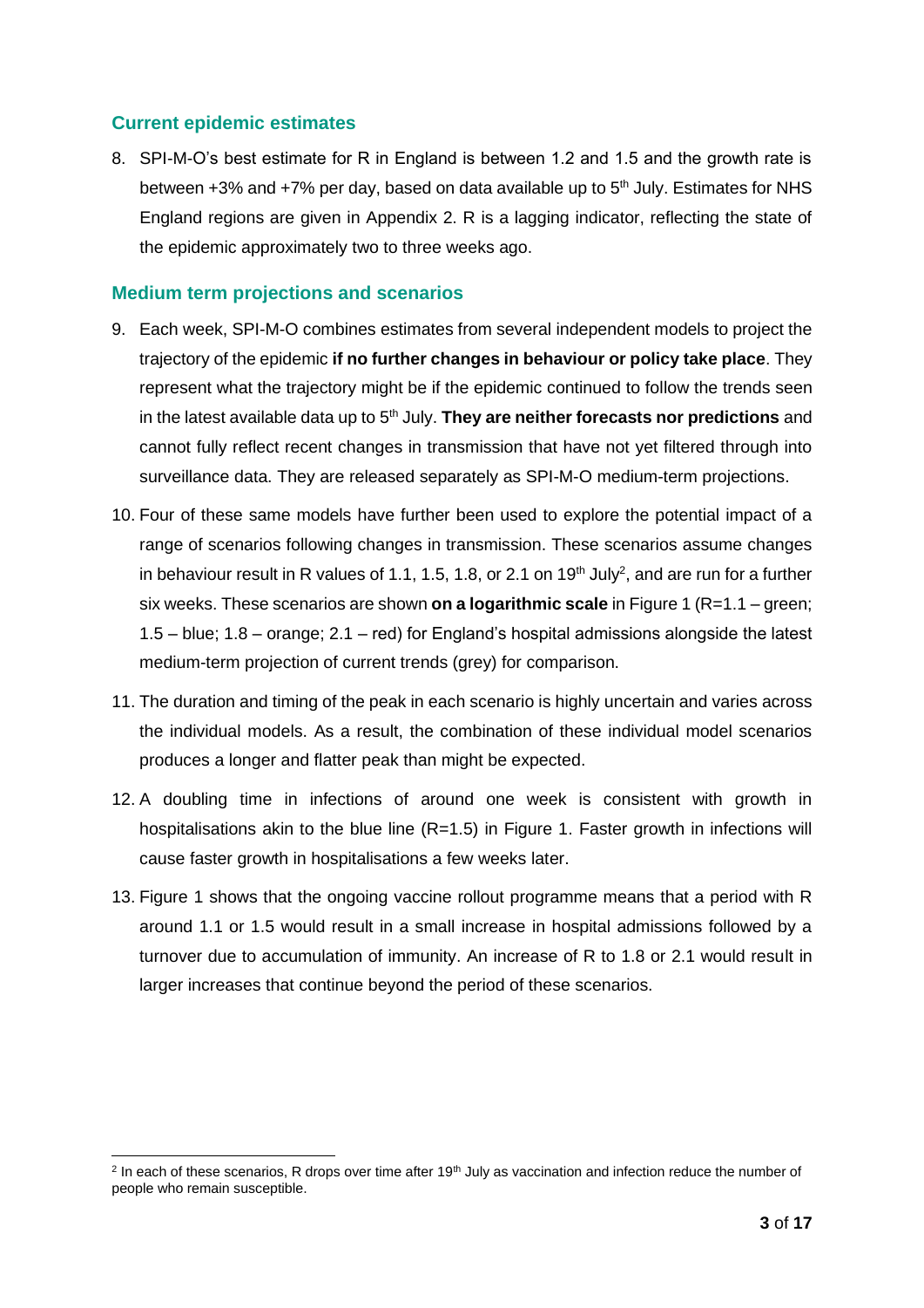## Current epidemic estimates

8. SPI-M-O's best estimate for R in England is between 1.2 and 1.5 and the growth rate is between +3% and +7% per day, based on data available up to 5th July. Estimates for NHS England regions are given in Appendix 2. R is a lagging indicator, reflecting the state of the epidemic approximately two to three weeks ago.

## Medium term projections and scenarios

9. Each week, SPI-M-O combines estimates from several independent models to project the trajectory of the epidemic **if no further changes in behaviour or policy take place**. They represent what the trajectory might be if the epidemic continued to follow the trends seen in the latest available data up to 5th July. **They are neither forecasts nor predictions** and cannot fully reflect recent changes in transmission that have not yet filtered through into surveillance data. They are released separately as SPI-M-O medium-term projections.

10. Four of these same models have further been used to explore the potential impact of a range of scenarios following changes in transmission. These scenarios assume changes in behaviour result in R values of 1.1, 1.5, 1.8, or 2.1 on 19th July[2], and are run for a further six weeks. These scenarios are shown **on a logarithmic scale** in Figure 1 (R=1.1 – green; 1.5 – blue; 1.8 – orange; 2.1 – red) for England's hospital admissions alongside the latest medium-term projection of current trends (grey) for comparison.

11. The duration and timing of the peak in each scenario is highly uncertain and varies across the individual models. As a result, the combination of these individual model scenarios produces a longer and flatter peak than might be expected.

12. A doubling time in infections of around one week is consistent with growth in hospitalisations akin to the blue line (R=1.5) in Figure 1. Faster growth in infections will cause faster growth in hospitalisations a few weeks later.

13. Figure 1 shows that the ongoing vaccine rollout programme means that a period with R around 1.1 or 1.5 would result in a small increase in hospital admissions followed by a turnover due to accumulation of immunity. An increase of R to 1.8 or 2.1 would result in larger increases that continue beyond the period of these scenarios.

---

[2] In each of these scenarios, R drops over time after 19th July as vaccination and infection reduce the number of people who remain susceptible.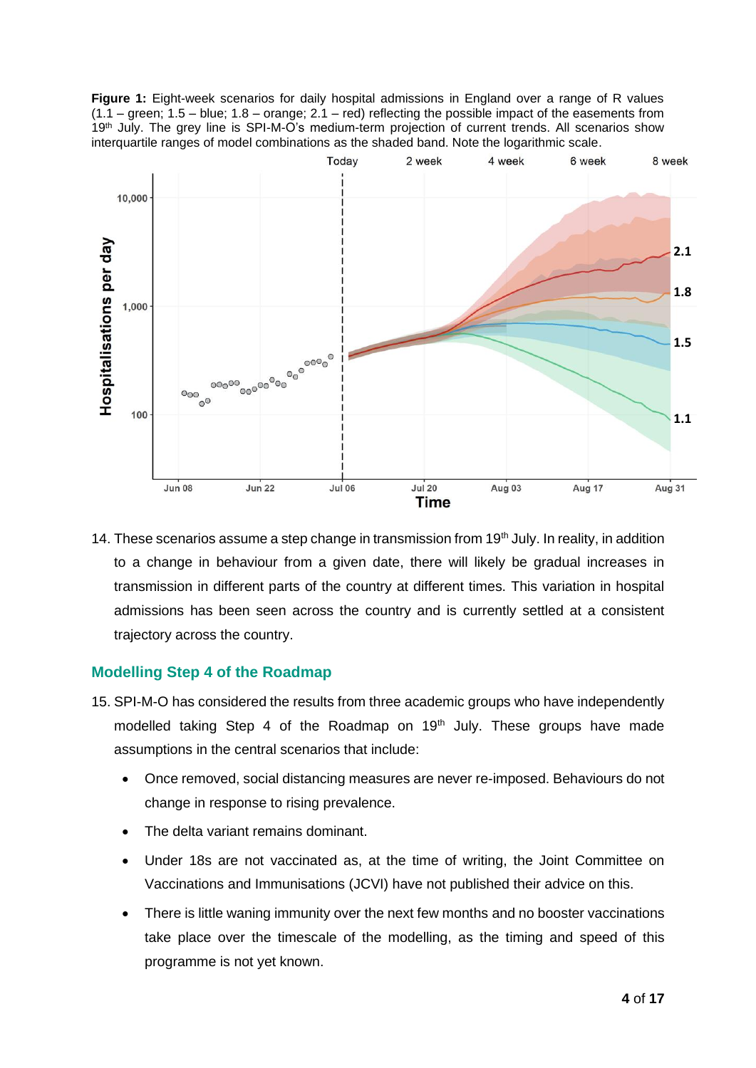**Figure 1:** Eight-week scenarios for daily hospital admissions in England over a range of R values (1.1 – green; 1.5 – blue; 1.8 – orange; 2.1 – red) reflecting the possible impact of the easements from 19th July. The grey line is SPI-M-O's medium-term projection of current trends. All scenarios show interquartile ranges of model combinations as the shaded band. Note the logarithmic scale.

14. These scenarios assume a step change in transmission from 19th July. In reality, in addition to a change in behaviour from a given date, there will likely be gradual increases in transmission in different parts of the country at different times. This variation in hospital admissions has been seen across the country and is currently settled at a consistent trajectory across the country.

## Modelling Step 4 of the Roadmap

15. SPI-M-O has considered the results from three academic groups who have independently modelled taking Step 4 of the Roadmap on 19th July. These groups have made assumptions in the central scenarios that include:

- Once removed, social distancing measures are never re-imposed. Behaviours do not change in response to rising prevalence.
- The delta variant remains dominant.
- Under 18s are not vaccinated as, at the time of writing, the Joint Committee on Vaccinations and Immunisations (JCVI) have not published their advice on this.
- There is little waning immunity over the next few months and no booster vaccinations take place over the timescale of the modelling, as the timing and speed of this programme is not yet known.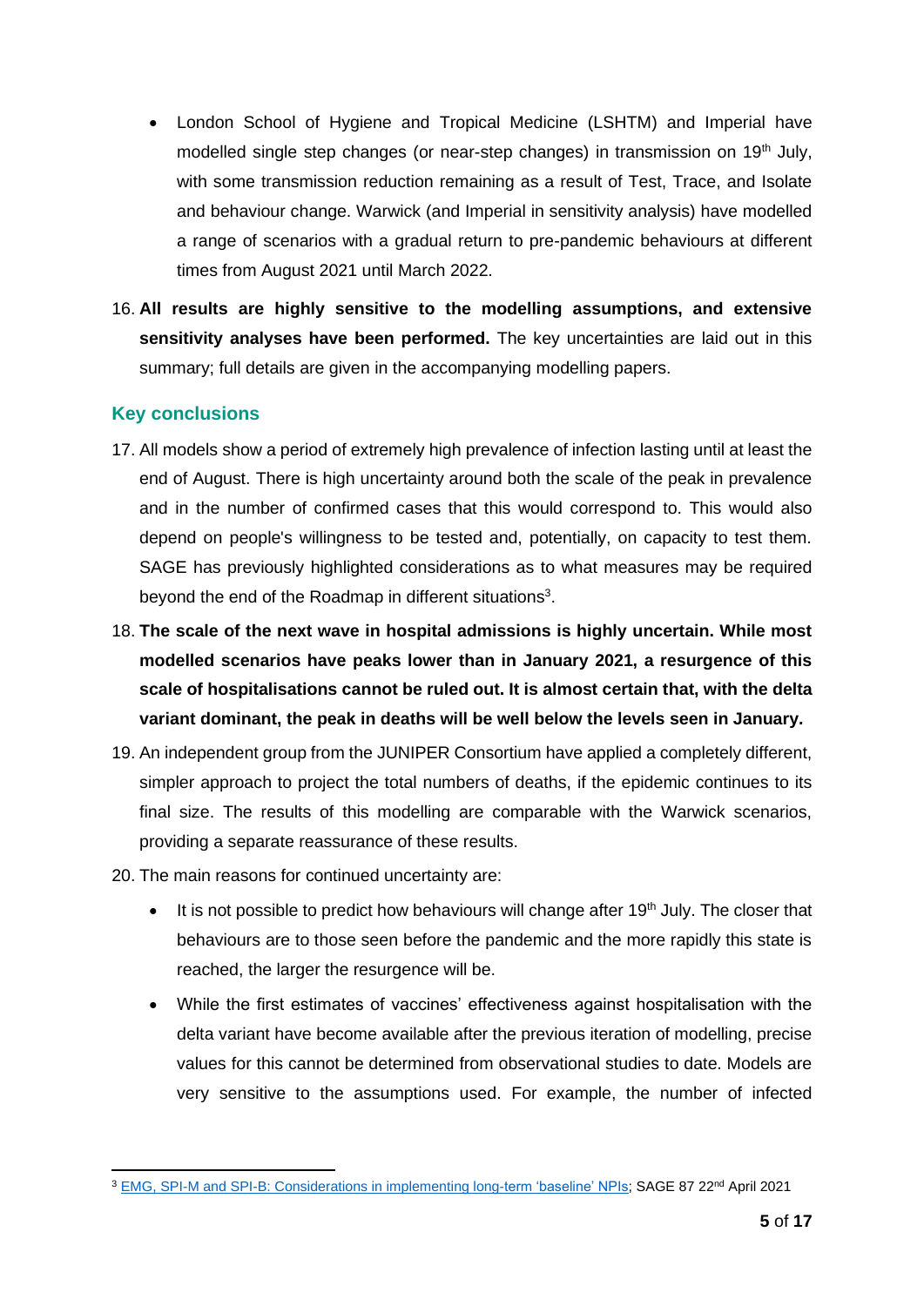- London School of Hygiene and Tropical Medicine (LSHTM) and Imperial have modelled single step changes (or near-step changes) in transmission on 19th July, with some transmission reduction remaining as a result of Test, Trace, and Isolate and behaviour change. Warwick (and Imperial in sensitivity analysis) have modelled a range of scenarios with a gradual return to pre-pandemic behaviours at different times from August 2021 until March 2022.

16. **All results are highly sensitive to the modelling assumptions, and extensive sensitivity analyses have been performed.** The key uncertainties are laid out in this summary; full details are given in the accompanying modelling papers.

## Key conclusions

17. All models show a period of extremely high prevalence of infection lasting until at least the end of August. There is high uncertainty around both the scale of the peak in prevalence and in the number of confirmed cases that this would correspond to. This would also depend on people's willingness to be tested and, potentially, on capacity to test them. SAGE has previously highlighted considerations as to what measures may be required beyond the end of the Roadmap in different situations[3].

18. **The scale of the next wave in hospital admissions is highly uncertain. While most modelled scenarios have peaks lower than in January 2021, a resurgence of this scale of hospitalisations cannot be ruled out. It is almost certain that, with the delta variant dominant, the peak in deaths will be well below the levels seen in January.**

19. An independent group from the JUNIPER Consortium have applied a completely different, simpler approach to project the total numbers of deaths, if the epidemic continues to its final size. The results of this modelling are comparable with the Warwick scenarios, providing a separate reassurance of these results.

20. The main reasons for continued uncertainty are:
    - It is not possible to predict how behaviours will change after 19th July. The closer that behaviours are to those seen before the pandemic and the more rapidly this state is reached, the larger the resurgence will be.
    - While the first estimates of vaccines' effectiveness against hospitalisation with the delta variant have become available after the previous iteration of modelling, precise values for this cannot be determined from observational studies to date. Models are very sensitive to the assumptions used. For example, the number of infected

[3] EMG, SPI-M and SPI-B: Considerations in implementing long-term 'baseline' NPIs; SAGE 87 22nd April 2021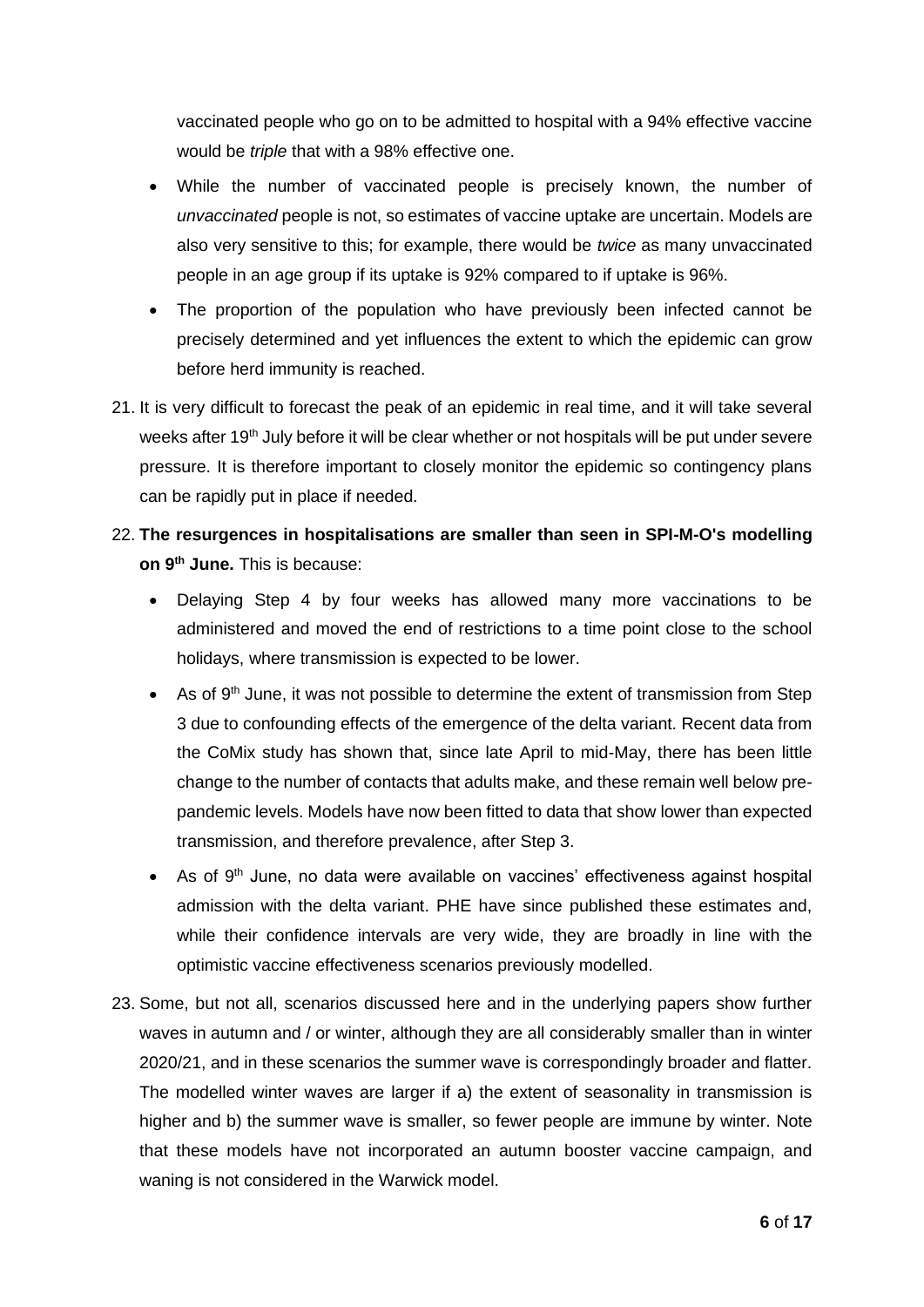vaccinated people who go on to be admitted to hospital with a 94% effective vaccine would be *triple* that with a 98% effective one.

- While the number of vaccinated people is precisely known, the number of *unvaccinated* people is not, so estimates of vaccine uptake are uncertain. Models are also very sensitive to this; for example, there would be *twice* as many unvaccinated people in an age group if its uptake is 92% compared to if uptake is 96%.
- The proportion of the population who have previously been infected cannot be precisely determined and yet influences the extent to which the epidemic can grow before herd immunity is reached.

21. It is very difficult to forecast the peak of an epidemic in real time, and it will take several weeks after 19th July before it will be clear whether or not hospitals will be put under severe pressure. It is therefore important to closely monitor the epidemic so contingency plans can be rapidly put in place if needed.

22. **The resurgences in hospitalisations are smaller than seen in SPI-M-O's modelling on 9th June.** This is because:

    - Delaying Step 4 by four weeks has allowed many more vaccinations to be administered and moved the end of restrictions to a time point close to the school holidays, where transmission is expected to be lower.
    - As of 9th June, it was not possible to determine the extent of transmission from Step 3 due to confounding effects of the emergence of the delta variant. Recent data from the CoMix study has shown that, since late April to mid-May, there has been little change to the number of contacts that adults make, and these remain well below pre-pandemic levels. Models have now been fitted to data that show lower than expected transmission, and therefore prevalence, after Step 3.
    - As of 9th June, no data were available on vaccines' effectiveness against hospital admission with the delta variant. PHE have since published these estimates and, while their confidence intervals are very wide, they are broadly in line with the optimistic vaccine effectiveness scenarios previously modelled.

23. Some, but not all, scenarios discussed here and in the underlying papers show further waves in autumn and / or winter, although they are all considerably smaller than in winter 2020/21, and in these scenarios the summer wave is correspondingly broader and flatter. The modelled winter waves are larger if a) the extent of seasonality in transmission is higher and b) the summer wave is smaller, so fewer people are immune by winter. Note that these models have not incorporated an autumn booster vaccine campaign, and waning is not considered in the Warwick model.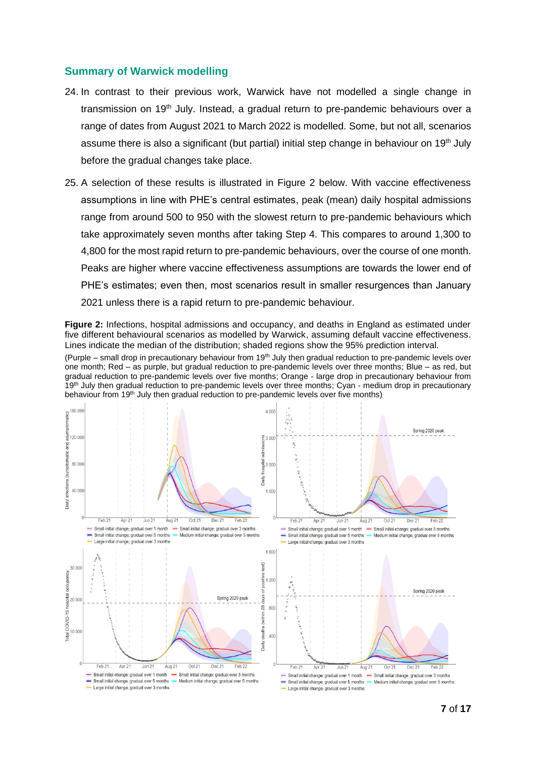## Summary of Warwick modelling

24. In contrast to their previous work, Warwick have not modelled a single change in transmission on 19th July. Instead, a gradual return to pre-pandemic behaviours over a range of dates from August 2021 to March 2022 is modelled. Some, but not all, scenarios assume there is also a significant (but partial) initial step change in behaviour on 19th July before the gradual changes take place.

25. A selection of these results is illustrated in Figure 2 below. With vaccine effectiveness assumptions in line with PHE's central estimates, peak (mean) daily hospital admissions range from around 500 to 950 with the slowest return to pre-pandemic behaviours which take approximately seven months after taking Step 4. This compares to around 1,300 to 4,800 for the most rapid return to pre-pandemic behaviours, over the course of one month. Peaks are higher where vaccine effectiveness assumptions are towards the lower end of PHE's estimates; even then, most scenarios result in smaller resurgences than January 2021 unless there is a rapid return to pre-pandemic behaviour.

**Figure 2:** Infections, hospital admissions and occupancy, and deaths in England as estimated under five different behavioural scenarios as modelled by Warwick, assuming default vaccine effectiveness. Lines indicate the median of the distribution; shaded regions show the 95% prediction interval.

(Purple – small drop in precautionary behaviour from 19th July then gradual reduction to pre-pandemic levels over one month; Red – as purple, but gradual reduction to pre-pandemic levels over three months; Blue – as red, but gradual reduction to pre-pandemic levels over five months; Orange - large drop in precautionary behaviour from 19th July then gradual reduction to pre-pandemic levels over three months; Cyan - medium drop in precautionary behaviour from 19th July then gradual reduction to pre-pandemic levels over five months)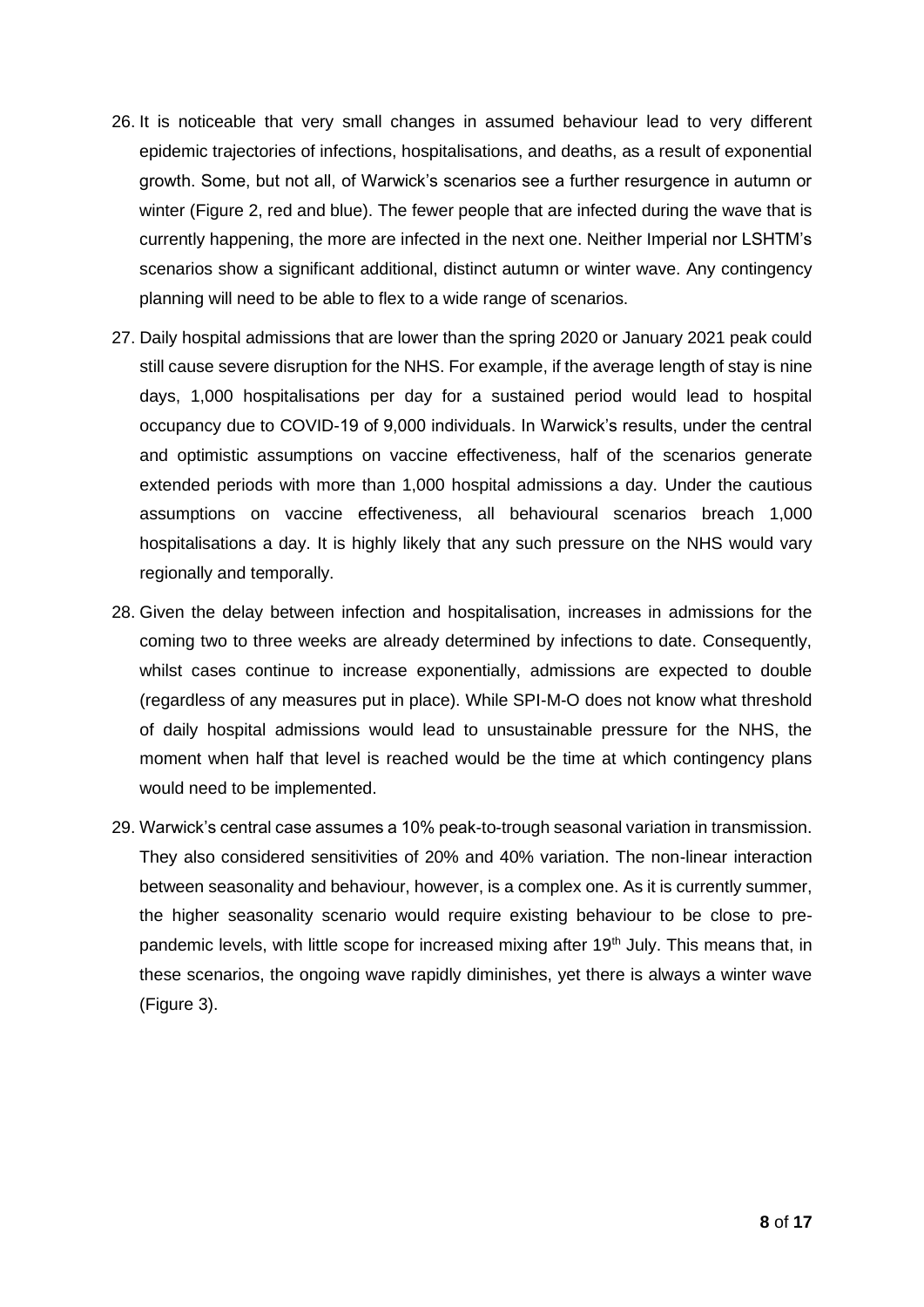26. It is noticeable that very small changes in assumed behaviour lead to very different epidemic trajectories of infections, hospitalisations, and deaths, as a result of exponential growth. Some, but not all, of Warwick's scenarios see a further resurgence in autumn or winter (Figure 2, red and blue). The fewer people that are infected during the wave that is currently happening, the more are infected in the next one. Neither Imperial nor LSHTM's scenarios show a significant additional, distinct autumn or winter wave. Any contingency planning will need to be able to flex to a wide range of scenarios.

27. Daily hospital admissions that are lower than the spring 2020 or January 2021 peak could still cause severe disruption for the NHS. For example, if the average length of stay is nine days, 1,000 hospitalisations per day for a sustained period would lead to hospital occupancy due to COVID-19 of 9,000 individuals. In Warwick's results, under the central and optimistic assumptions on vaccine effectiveness, half of the scenarios generate extended periods with more than 1,000 hospital admissions a day. Under the cautious assumptions on vaccine effectiveness, all behavioural scenarios breach 1,000 hospitalisations a day. It is highly likely that any such pressure on the NHS would vary regionally and temporally.

28. Given the delay between infection and hospitalisation, increases in admissions for the coming two to three weeks are already determined by infections to date. Consequently, whilst cases continue to increase exponentially, admissions are expected to double (regardless of any measures put in place). While SPI-M-O does not know what threshold of daily hospital admissions would lead to unsustainable pressure for the NHS, the moment when half that level is reached would be the time at which contingency plans would need to be implemented.

29. Warwick's central case assumes a 10% peak-to-trough seasonal variation in transmission. They also considered sensitivities of 20% and 40% variation. The non-linear interaction between seasonality and behaviour, however, is a complex one. As it is currently summer, the higher seasonality scenario would require existing behaviour to be close to pre-pandemic levels, with little scope for increased mixing after 19th July. This means that, in these scenarios, the ongoing wave rapidly diminishes, yet there is always a winter wave (Figure 3).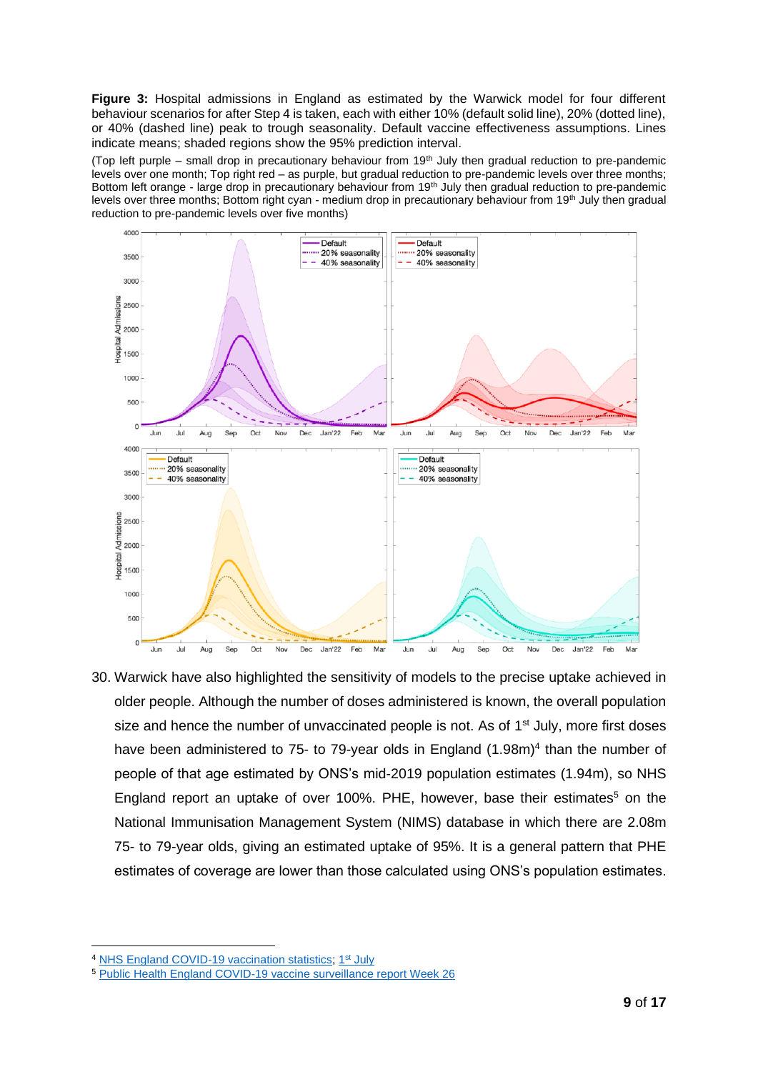**Figure 3:** Hospital admissions in England as estimated by the Warwick model for four different behaviour scenarios for after Step 4 is taken, each with either 10% (default solid line), 20% (dotted line), or 40% (dashed line) peak to trough seasonality. Default vaccine effectiveness assumptions. Lines indicate means; shaded regions show the 95% prediction interval.

(Top left purple – small drop in precautionary behaviour from 19th July then gradual reduction to pre-pandemic levels over one month; Top right red – as purple, but gradual reduction to pre-pandemic levels over three months; Bottom left orange - large drop in precautionary behaviour from 19th July then gradual reduction to pre-pandemic levels over three months; Bottom right cyan - medium drop in precautionary behaviour from 19th July then gradual reduction to pre-pandemic levels over five months)

30. Warwick have also highlighted the sensitivity of models to the precise uptake achieved in older people. Although the number of doses administered is known, the overall population size and hence the number of unvaccinated people is not. As of 1st July, more first doses have been administered to 75- to 79-year olds in England (1.98m)[4] than the number of people of that age estimated by ONS's mid-2019 population estimates (1.94m), so NHS England report an uptake of over 100%. PHE, however, base their estimates[5] on the National Immunisation Management System (NIMS) database in which there are 2.08m 75- to 79-year olds, giving an estimated uptake of 95%. It is a general pattern that PHE estimates of coverage are lower than those calculated using ONS's population estimates.

[4] NHS England COVID-19 vaccination statistics; 1st July

[5] Public Health England COVID-19 vaccine surveillance report Week 26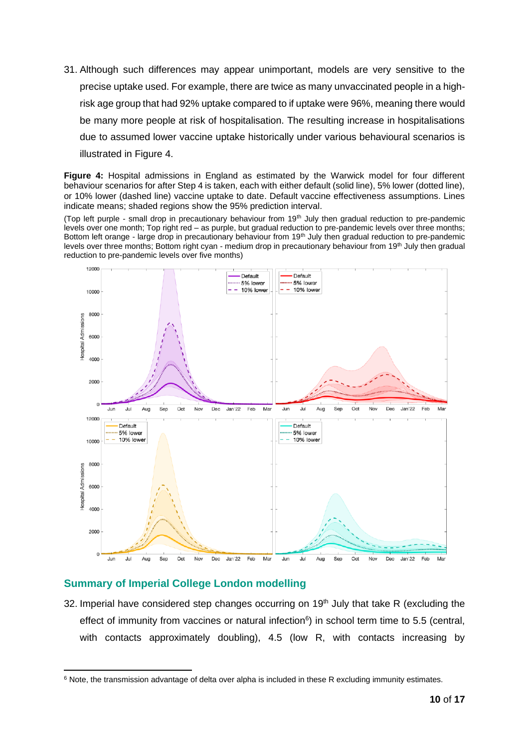31. Although such differences may appear unimportant, models are very sensitive to the precise uptake used. For example, there are twice as many unvaccinated people in a high-risk age group that had 92% uptake compared to if uptake were 96%, meaning there would be many more people at risk of hospitalisation. The resulting increase in hospitalisations due to assumed lower vaccine uptake historically under various behavioural scenarios is illustrated in Figure 4.

**Figure 4:** Hospital admissions in England as estimated by the Warwick model for four different behaviour scenarios for after Step 4 is taken, each with either default (solid line), 5% lower (dotted line), or 10% lower (dashed line) vaccine uptake to date. Default vaccine effectiveness assumptions. Lines indicate means; shaded regions show the 95% prediction interval.

(Top left purple - small drop in precautionary behaviour from 19th July then gradual reduction to pre-pandemic levels over one month; Top right red – as purple, but gradual reduction to pre-pandemic levels over three months; Bottom left orange - large drop in precautionary behaviour from 19th July then gradual reduction to pre-pandemic levels over three months; Bottom right cyan - medium drop in precautionary behaviour from 19th July then gradual reduction to pre-pandemic levels over five months)

## Summary of Imperial College London modelling

32. Imperial have considered step changes occurring on 19th July that take R (excluding the effect of immunity from vaccines or natural infection[6]) in school term time to 5.5 (central, with contacts approximately doubling), 4.5 (low R, with contacts increasing by

[6] Note, the transmission advantage of delta over alpha is included in these R excluding immunity estimates.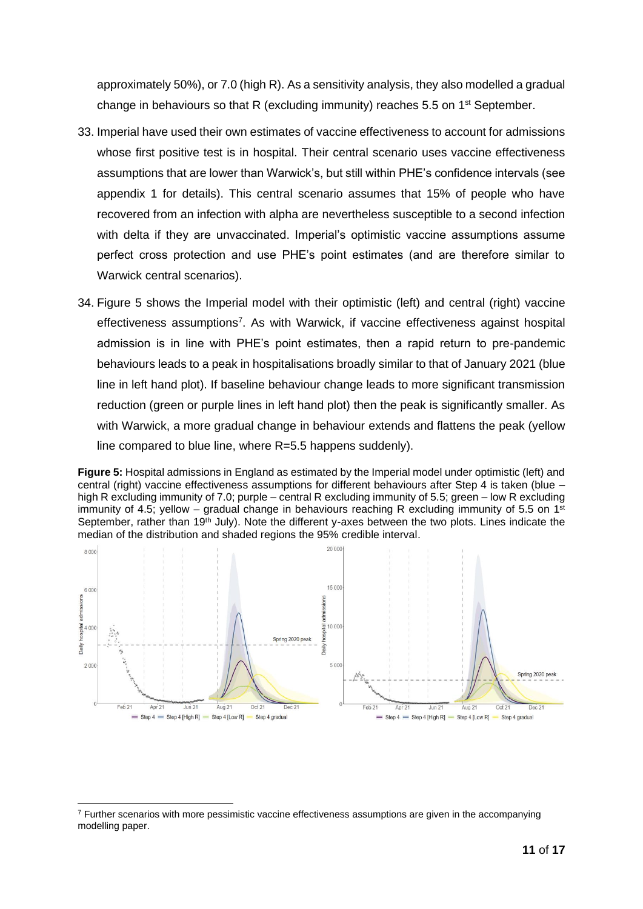approximately 50%), or 7.0 (high R). As a sensitivity analysis, they also modelled a gradual change in behaviours so that R (excluding immunity) reaches 5.5 on 1st September.

33. Imperial have used their own estimates of vaccine effectiveness to account for admissions whose first positive test is in hospital. Their central scenario uses vaccine effectiveness assumptions that are lower than Warwick's, but still within PHE's confidence intervals (see appendix 1 for details). This central scenario assumes that 15% of people who have recovered from an infection with alpha are nevertheless susceptible to a second infection with delta if they are unvaccinated. Imperial's optimistic vaccine assumptions assume perfect cross protection and use PHE's point estimates (and are therefore similar to Warwick central scenarios).

34. Figure 5 shows the Imperial model with their optimistic (left) and central (right) vaccine effectiveness assumptions[7]. As with Warwick, if vaccine effectiveness against hospital admission is in line with PHE's point estimates, then a rapid return to pre-pandemic behaviours leads to a peak in hospitalisations broadly similar to that of January 2021 (blue line in left hand plot). If baseline behaviour change leads to more significant transmission reduction (green or purple lines in left hand plot) then the peak is significantly smaller. As with Warwick, a more gradual change in behaviour extends and flattens the peak (yellow line compared to blue line, where R=5.5 happens suddenly).

**Figure 5:** Hospital admissions in England as estimated by the Imperial model under optimistic (left) and central (right) vaccine effectiveness assumptions for different behaviours after Step 4 is taken (blue – high R excluding immunity of 7.0; purple – central R excluding immunity of 5.5; green – low R excluding immunity of 4.5; yellow – gradual change in behaviours reaching R excluding immunity of 5.5 on 1st September, rather than 19th July). Note the different y-axes between the two plots. Lines indicate the median of the distribution and shaded regions the 95% credible interval.

[7] Further scenarios with more pessimistic vaccine effectiveness assumptions are given in the accompanying modelling paper.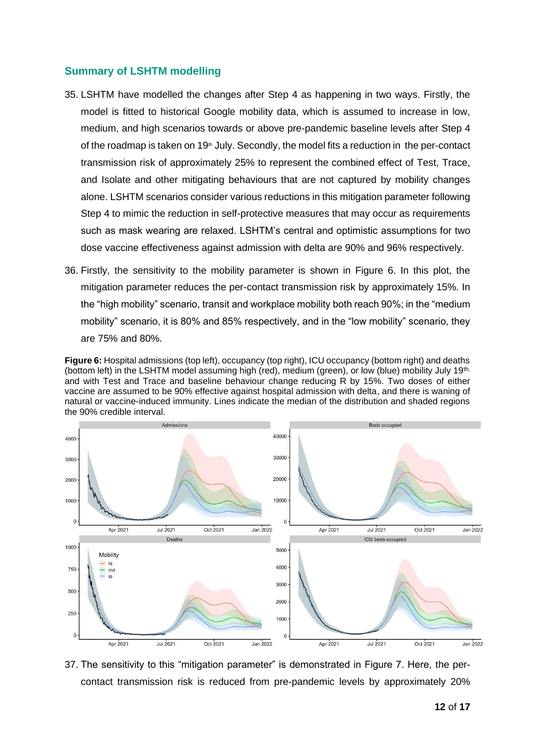## Summary of LSHTM modelling

35. LSHTM have modelled the changes after Step 4 as happening in two ways. Firstly, the model is fitted to historical Google mobility data, which is assumed to increase in low, medium, and high scenarios towards or above pre-pandemic baseline levels after Step 4 of the roadmap is taken on 19th July. Secondly, the model fits a reduction in the per-contact transmission risk of approximately 25% to represent the combined effect of Test, Trace, and Isolate and other mitigating behaviours that are not captured by mobility changes alone. LSHTM scenarios consider various reductions in this mitigation parameter following Step 4 to mimic the reduction in self-protective measures that may occur as requirements such as mask wearing are relaxed. LSHTM's central and optimistic assumptions for two dose vaccine effectiveness against admission with delta are 90% and 96% respectively.

36. Firstly, the sensitivity to the mobility parameter is shown in Figure 6. In this plot, the mitigation parameter reduces the per-contact transmission risk by approximately 15%. In the "high mobility" scenario, transit and workplace mobility both reach 90%; in the "medium mobility" scenario, it is 80% and 85% respectively, and in the "low mobility" scenario, they are 75% and 80%.

**Figure 6:** Hospital admissions (top left), occupancy (top right), ICU occupancy (bottom right) and deaths (bottom left) in the LSHTM model assuming high (red), medium (green), or low (blue) mobility July 19th, and with Test and Trace and baseline behaviour change reducing R by 15%. Two doses of either vaccine are assumed to be 90% effective against hospital admission with delta, and there is waning of natural or vaccine-induced immunity. Lines indicate the median of the distribution and shaded regions the 90% credible interval.

37. The sensitivity to this "mitigation parameter" is demonstrated in Figure 7. Here, the per-contact transmission risk is reduced from pre-pandemic levels by approximately 20%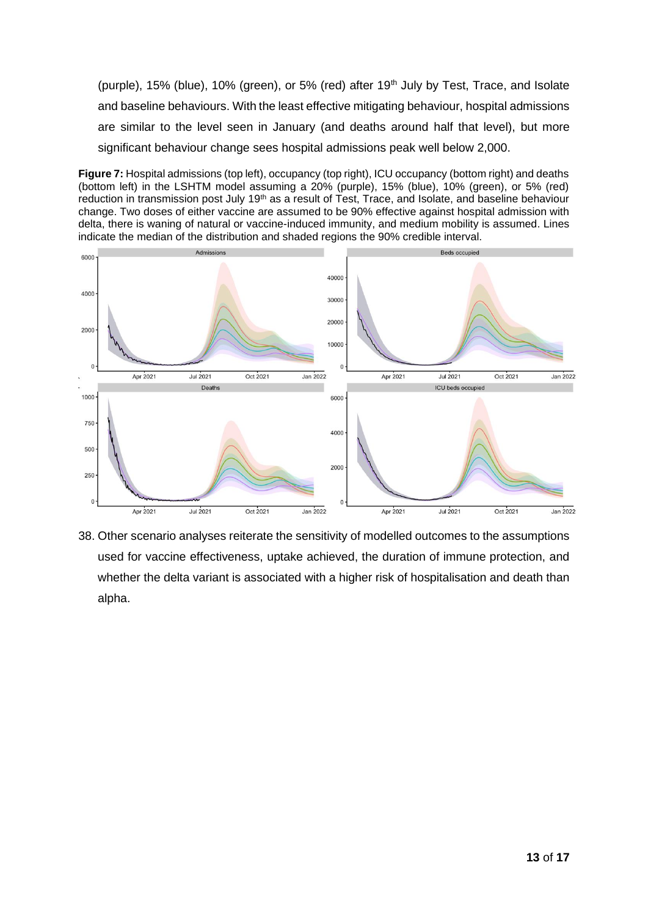(purple), 15% (blue), 10% (green), or 5% (red) after 19th July by Test, Trace, and Isolate and baseline behaviours. With the least effective mitigating behaviour, hospital admissions are similar to the level seen in January (and deaths around half that level), but more significant behaviour change sees hospital admissions peak well below 2,000.

**Figure 7:** Hospital admissions (top left), occupancy (top right), ICU occupancy (bottom right) and deaths (bottom left) in the LSHTM model assuming a 20% (purple), 15% (blue), 10% (green), or 5% (red) reduction in transmission post July 19th as a result of Test, Trace, and Isolate, and baseline behaviour change. Two doses of either vaccine are assumed to be 90% effective against hospital admission with delta, there is waning of natural or vaccine-induced immunity, and medium mobility is assumed. Lines indicate the median of the distribution and shaded regions the 90% credible interval.

38. Other scenario analyses reiterate the sensitivity of modelled outcomes to the assumptions used for vaccine effectiveness, uptake achieved, the duration of immune protection, and whether the delta variant is associated with a higher risk of hospitalisation and death than alpha.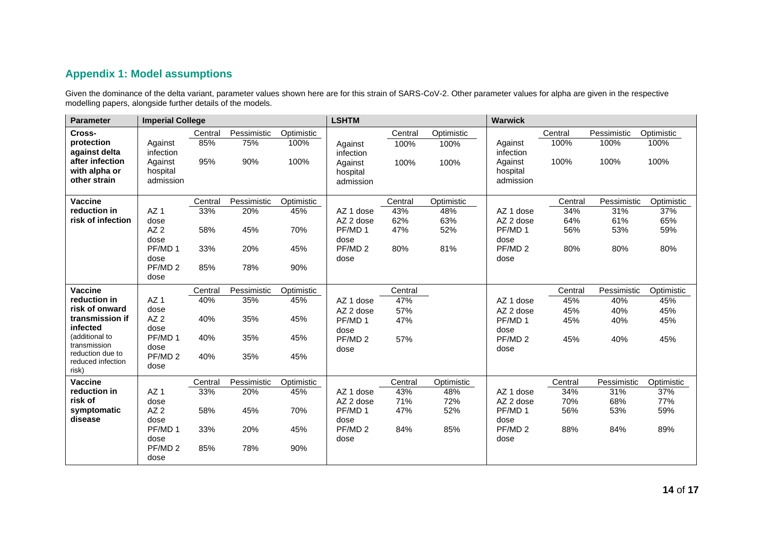## Appendix 1: Model assumptions

Given the dominance of the delta variant, parameter values shown here are for this strain of SARS-CoV-2. Other parameter values for alpha are given in the respective modelling papers, alongside further details of the models.

| Parameter | Imperial College | | | | LSHTM | | | Warwick | | | |
|---|---|---|---|---|---|---|---|---|---|---|---|
| **Cross-protection against delta after infection with alpha or other strain** | | Central | Pessimistic | Optimistic | | Central | Optimistic | | Central | Pessimistic | Optimistic |
| | Against infection | 85% | 75% | 100% | Against infection | 100% | 100% | Against infection | 100% | 100% | 100% |
| | Against hospital admission | 95% | 90% | 100% | Against hospital admission | 100% | 100% | Against hospital admission | 100% | 100% | 100% |
| **Vaccine reduction in risk of infection** | | Central | Pessimistic | Optimistic | | Central | Optimistic | | Central | Pessimistic | Optimistic |
| | AZ 1 dose | 33% | 20% | 45% | AZ 1 dose | 43% | 48% | AZ 1 dose | 34% | 31% | 37% |
| | AZ 2 dose | 58% | 45% | 70% | AZ 2 dose | 62% | 63% | AZ 2 dose | 64% | 61% | 65% |
| | PF/MD 1 dose | 33% | 20% | 45% | PF/MD 1 dose | 47% | 52% | PF/MD 1 dose | 56% | 53% | 59% |
| | PF/MD 2 dose | 85% | 78% | 90% | PF/MD 2 dose | 80% | 81% | PF/MD 2 dose | 80% | 80% | 80% |
| **Vaccine reduction in risk of onward transmission if infected** (additional to transmission reduction due to reduced infection risk) | | Central | Pessimistic | Optimistic | | Central | | | Central | Pessimistic | Optimistic |
| | AZ 1 dose | 40% | 35% | 45% | AZ 1 dose | 47% | | AZ 1 dose | 45% | 40% | 45% |
| | AZ 2 dose | 40% | 35% | 45% | AZ 2 dose | 57% | | AZ 2 dose | 45% | 40% | 45% |
| | PF/MD 1 dose | 40% | 35% | 45% | PF/MD 1 dose | 47% | | PF/MD 1 dose | 45% | 40% | 45% |
| | PF/MD 2 dose | 40% | 35% | 45% | PF/MD 2 dose | 57% | | PF/MD 2 dose | 45% | 40% | 45% |
| **Vaccine reduction in risk of symptomatic disease** | | Central | Pessimistic | Optimistic | | Central | Optimistic | | Central | Pessimistic | Optimistic |
| | AZ 1 dose | 33% | 20% | 45% | AZ 1 dose | 43% | 48% | AZ 1 dose | 34% | 31% | 37% |
| | AZ 2 dose | 58% | 45% | 70% | AZ 2 dose | 71% | 72% | AZ 2 dose | 70% | 68% | 77% |
| | PF/MD 1 dose | 33% | 20% | 45% | PF/MD 1 dose | 47% | 52% | PF/MD 1 dose | 56% | 53% | 59% |
| | PF/MD 2 dose | 85% | 78% | 90% | PF/MD 2 dose | 84% | 85% | PF/MD 2 dose | 88% | 84% | 89% |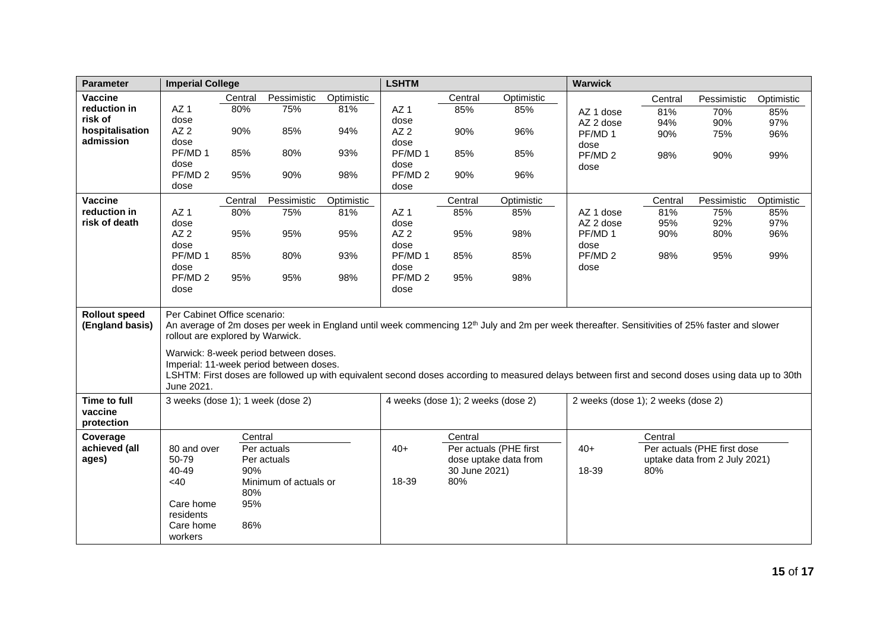| Parameter | Imperial College | LSHTM | Warwick |
|---|---|---|---|
| Vaccine reduction in risk of hospitalisation admission | Central / Pessimistic / Optimistic<br>AZ 1 dose: 80% / 75% / 81%<br>AZ 2 dose: 90% / 85% / 94%<br>PF/MD 1 dose: 85% / 80% / 93%<br>PF/MD 2 dose: 95% / 90% / 98% | Central / Optimistic<br>AZ 1 dose: 85% / 85%<br>AZ 2 dose: 90% / 96%<br>PF/MD 1 dose: 85% / 85%<br>PF/MD 2 dose: 90% / 96% | Central / Pessimistic / Optimistic<br>AZ 1 dose: 81% / 70% / 85%<br>AZ 2 dose: 94% / 90% / 97%<br>PF/MD 1 dose: 90% / 75% / 96%<br>PF/MD 2 dose: 98% / 90% / 99% |
| Vaccine reduction in risk of death | Central / Pessimistic / Optimistic<br>AZ 1 dose: 80% / 75% / 81%<br>AZ 2 dose: 95% / 95% / 95%<br>PF/MD 1 dose: 85% / 80% / 93%<br>PF/MD 2 dose: 95% / 95% / 98% | Central / Optimistic<br>AZ 1 dose: 85% / 85%<br>AZ 2 dose: 95% / 98%<br>PF/MD 1 dose: 85% / 85%<br>PF/MD 2 dose: 95% / 98% | Central / Pessimistic / Optimistic<br>AZ 1 dose: 81% / 75% / 85%<br>AZ 2 dose: 95% / 92% / 97%<br>PF/MD 1 dose: 90% / 80% / 96%<br>PF/MD 2 dose: 98% / 95% / 99% |
| Rollout speed (England basis) | Per Cabinet Office scenario:<br>An average of 2m doses per week in England until week commencing 12th July and 2m per week thereafter. Sensitivities of 25% faster and slower rollout are explored by Warwick.<br>Warwick: 8-week period between doses.<br>Imperial: 11-week period between doses.<br>LSHTM: First doses are followed up with equivalent second doses according to measured delays between first and second doses using data up to 30th June 2021. | | |
| Time to full vaccine protection | 3 weeks (dose 1); 1 week (dose 2) | 4 weeks (dose 1); 2 weeks (dose 2) | 2 weeks (dose 1); 2 weeks (dose 2) |
| Coverage achieved (all ages) | Central<br>80 and over: Per actuals<br>50-79: Per actuals<br>40-49: 90%<br><40: Minimum of actuals or 80%<br>Care home residents: 95%<br>Care home workers: 86% | Central<br>40+: Per actuals (PHE first dose uptake data from 30 June 2021)<br>18-39: 80% | Central<br>40+: Per actuals (PHE first dose uptake data from 2 July 2021)<br>18-39: 80% |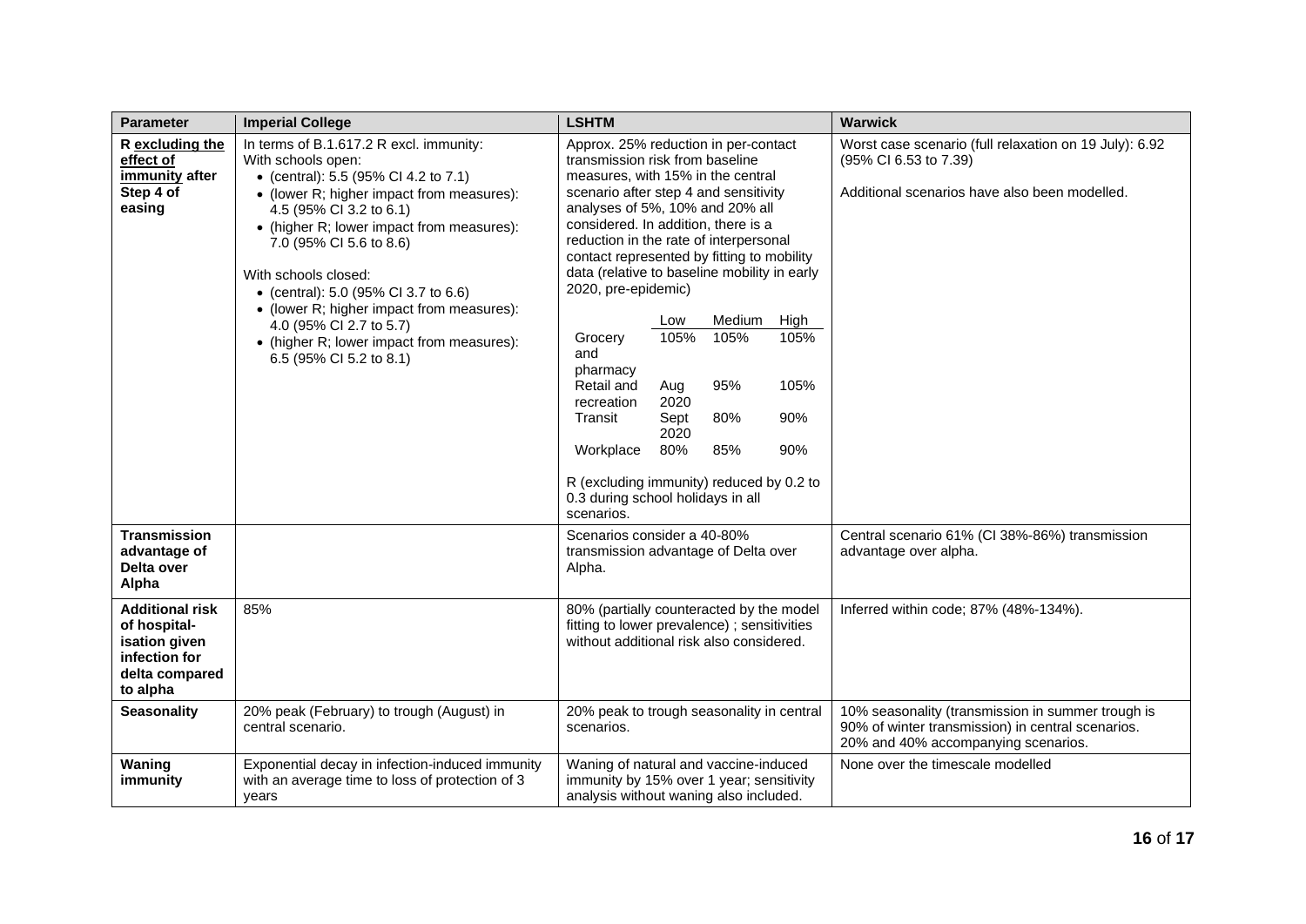| Parameter | Imperial College | LSHTM | Warwick |
|---|---|---|---|
| **R <u>excluding the effect of immunity</u> after Step 4 of easing** | In terms of B.1.617.2 R excl. immunity:<br>With schools open:<br>• (central): 5.5 (95% CI 4.2 to 7.1)<br>• (lower R; higher impact from measures): 4.5 (95% CI 3.2 to 6.1)<br>• (higher R; lower impact from measures): 7.0 (95% CI 5.6 to 8.6)<br><br>With schools closed:<br>• (central): 5.0 (95% CI 3.7 to 6.6)<br>• (lower R; higher impact from measures): 4.0 (95% CI 2.7 to 5.7)<br>• (higher R; lower impact from measures): 6.5 (95% CI 5.2 to 8.1) | Approx. 25% reduction in per-contact transmission risk from baseline measures, with 15% in the central scenario after step 4 and sensitivity analyses of 5%, 10% and 20% all considered. In addition, there is a reduction in the rate of interpersonal contact represented by fitting to mobility data (relative to baseline mobility in early 2020, pre-epidemic)<br><br>(columns: Low / Medium / High)<br>Grocery and pharmacy: 105% / 105% / 105%<br>Retail and recreation: Aug 2020 / 95% / 105%<br>Transit: Sept 2020 / 80% / 90%<br>Workplace: 80% / 85% / 90%<br><br>R (excluding immunity) reduced by 0.2 to 0.3 during school holidays in all scenarios. | Worst case scenario (full relaxation on 19 July): 6.92 (95% CI 6.53 to 7.39)<br><br>Additional scenarios have also been modelled. |
| **Transmission advantage of Delta over Alpha** | | Scenarios consider a 40-80% transmission advantage of Delta over Alpha. | Central scenario 61% (CI 38%-86%) transmission advantage over alpha. |
| **Additional risk of hospital-isation given infection for delta compared to alpha** | 85% | 80% (partially counteracted by the model fitting to lower prevalence) ; sensitivities without additional risk also considered. | Inferred within code; 87% (48%-134%). |
| **Seasonality** | 20% peak (February) to trough (August) in central scenario. | 20% peak to trough seasonality in central scenarios. | 10% seasonality (transmission in summer trough is 90% of winter transmission) in central scenarios. 20% and 40% accompanying scenarios. |
| **Waning immunity** | Exponential decay in infection-induced immunity with an average time to loss of protection of 3 years | Waning of natural and vaccine-induced immunity by 15% over 1 year; sensitivity analysis without waning also included. | None over the timescale modelled |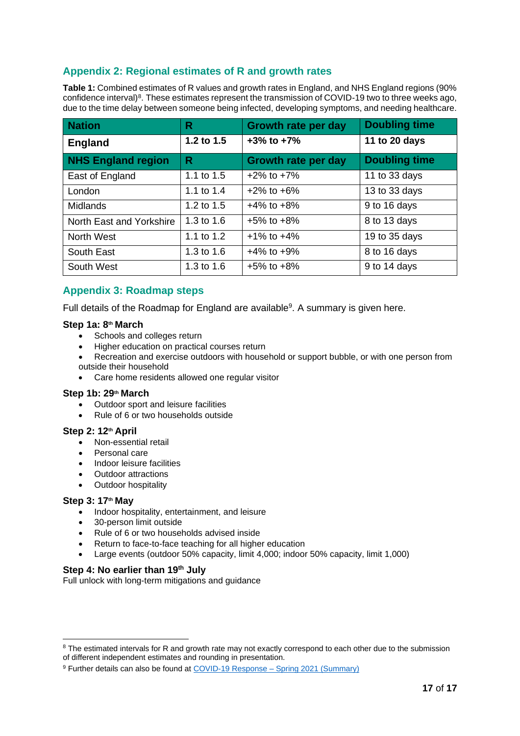## Appendix 2: Regional estimates of R and growth rates

**Table 1:** Combined estimates of R values and growth rates in England, and NHS England regions (90% confidence interval)[8]. These estimates represent the transmission of COVID-19 two to three weeks ago, due to the time delay between someone being infected, developing symptoms, and needing healthcare.

| Nation | R | Growth rate per day | Doubling time |
|---|---|---|---|
| **England** | **1.2 to 1.5** | **+3% to +7%** | **11 to 20 days** |
| **NHS England region** | **R** | **Growth rate per day** | **Doubling time** |
| East of England | 1.1 to 1.5 | +2% to +7% | 11 to 33 days |
| London | 1.1 to 1.4 | +2% to +6% | 13 to 33 days |
| Midlands | 1.2 to 1.5 | +4% to +8% | 9 to 16 days |
| North East and Yorkshire | 1.3 to 1.6 | +5% to +8% | 8 to 13 days |
| North West | 1.1 to 1.2 | +1% to +4% | 19 to 35 days |
| South East | 1.3 to 1.6 | +4% to +9% | 8 to 16 days |
| South West | 1.3 to 1.6 | +5% to +8% | 9 to 14 days |

## Appendix 3: Roadmap steps

Full details of the Roadmap for England are available[9]. A summary is given here.

**Step 1a: 8th March**

- Schools and colleges return
- Higher education on practical courses return
- Recreation and exercise outdoors with household or support bubble, or with one person from outside their household
- Care home residents allowed one regular visitor

**Step 1b: 29th March**

- Outdoor sport and leisure facilities
- Rule of 6 or two households outside

**Step 2: 12th April**

- Non-essential retail
- Personal care
- Indoor leisure facilities
- Outdoor attractions
- Outdoor hospitality

**Step 3: 17th May**

- Indoor hospitality, entertainment, and leisure
- 30-person limit outside
- Rule of 6 or two households advised inside
- Return to face-to-face teaching for all higher education
- Large events (outdoor 50% capacity, limit 4,000; indoor 50% capacity, limit 1,000)

**Step 4: No earlier than 19th July**

Full unlock with long-term mitigations and guidance

---

[8] The estimated intervals for R and growth rate may not exactly correspond to each other due to the submission of different independent estimates and rounding in presentation.

[9] Further details can also be found at COVID-19 Response – Spring 2021 (Summary)